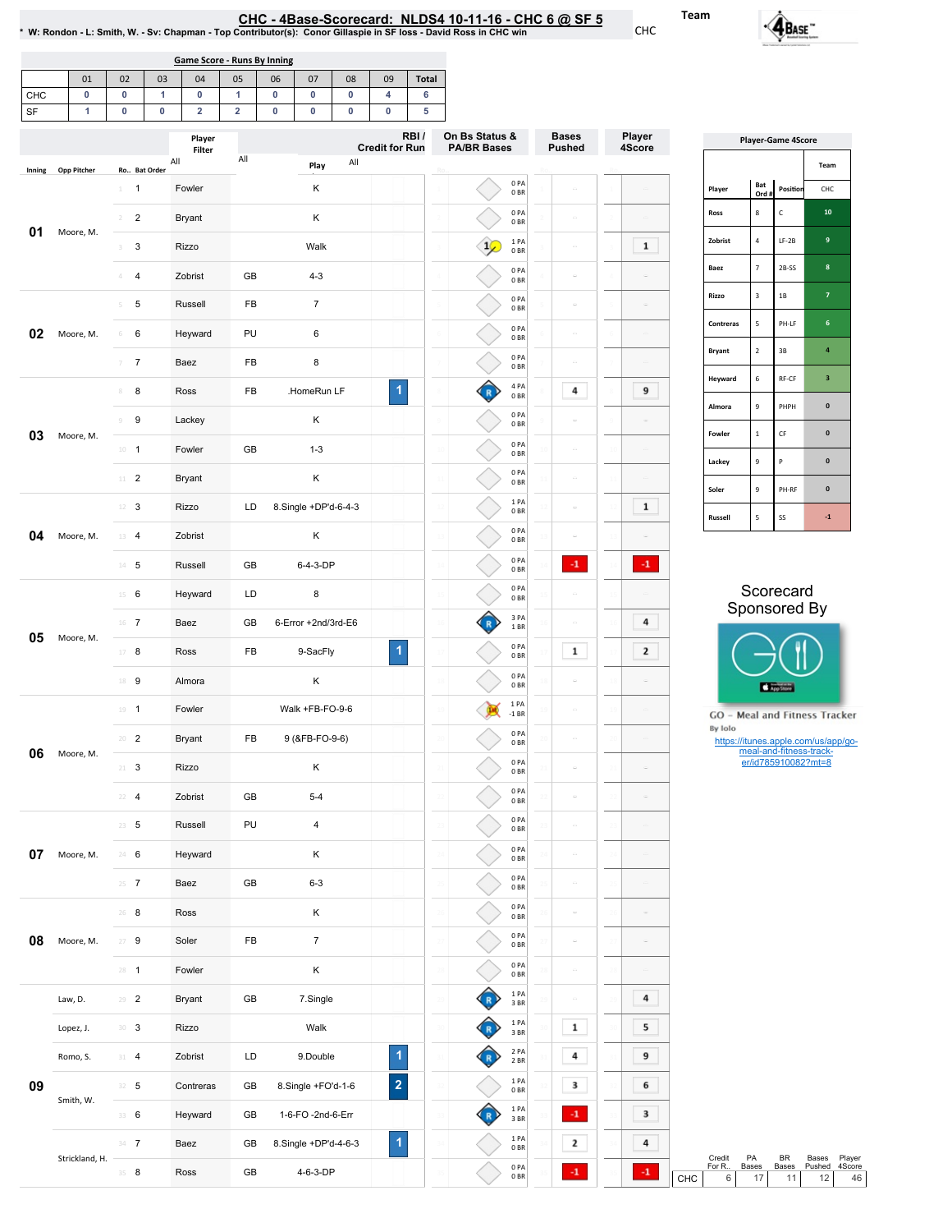# CHC - 4Base-Scorecard: NLDS4 10-11-16 - CHC 6 @ SF 5

* W: Rondon - L: Smith, W. - Sv: Chapman - Top Contributor(s): Conor Gillaspie in SF loss - David Ross in CHC win

Team: CHC

## Game Score - Runs By Inning

| | 01 | 02 | 03 | 04 | 05 | 06 | 07 | 08 | 09 | Total |
|---|---|---|---|---|---|---|---|---|---|---|
| CHC | 0 | 0 | 1 | 0 | 1 | 0 | 0 | 0 | 4 | 6 |
| SF | 1 | 0 | 0 | 2 | 2 | 0 | 0 | 0 | 0 | 5 |

| Inning | Opp Pitcher | Ro.. | Bat Order | Player | | Play | RBI / Credit for Run | On Bs Status & PA/BR Bases | Bases Pushed | Player 4Score |
|---|---|---|---|---|---|---|---|---|---|---|
| 01 | Moore, M. | 1 | 1 | Fowler | | K | | 0 PA 0 BR | | |
| | | 2 | 2 | Bryant | | K | | 0 PA 0 BR | | |
| | | 3 | 3 | Rizzo | | Walk | | 1 PA 0 BR | | 1 |
| | | 4 | 4 | Zobrist | GB | 4-3 | | 0 PA 0 BR | | |
| 02 | Moore, M. | 5 | 5 | Russell | FB | 7 | | 0 PA 0 BR | | |
| | | 6 | 6 | Heyward | PU | 6 | | 0 PA 0 BR | | |
| | | 7 | 7 | Baez | FB | 8 | | 0 PA 0 BR | | |
| 03 | Moore, M. | 8 | 8 | Ross | FB | .HomeRun LF | 1 | 4 PA 0 BR | 4 | 9 |
| | | 9 | 9 | Lackey | | K | | 0 PA 0 BR | | |
| | | 10 | 1 | Fowler | GB | 1-3 | | 0 PA 0 BR | | |
| | | 11 | 2 | Bryant | | K | | 0 PA 0 BR | | |
| 04 | Moore, M. | 12 | 3 | Rizzo | LD | 8.Single +DP'd-6-4-3 | | 1 PA 0 BR | | 1 |
| | | 13 | 4 | Zobrist | | K | | 0 PA 0 BR | | |
| | | 14 | 5 | Russell | GB | 6-4-3-DP | | 0 PA 0 BR | -1 | -1 |
| 05 | Moore, M. | 15 | 6 | Heyward | LD | 8 | | 0 PA 0 BR | | |
| | | 16 | 7 | Baez | GB | 6-Error +2nd/3rd-E6 | | 3 PA 1 BR | | 4 |
| | | 17 | 8 | Ross | FB | 9-SacFly | 1 | 0 PA 0 BR | 1 | 2 |
| | | 18 | 9 | Almora | | K | | 0 PA 0 BR | | |
| 06 | Moore, M. | 19 | 1 | Fowler | | Walk +FB-FO-9-6 | | 1 PA -1 BR | | |
| | | 20 | 2 | Bryant | FB | 9 (&FB-FO-9-6) | | 0 PA 0 BR | | |
| | | 21 | 3 | Rizzo | | K | | 0 PA 0 BR | | |
| | | 22 | 4 | Zobrist | GB | 5-4 | | 0 PA 0 BR | | |
| 07 | Moore, M. | 23 | 5 | Russell | PU | 4 | | 0 PA 0 BR | | |
| | | 24 | 6 | Heyward | | K | | 0 PA 0 BR | | |
| | | 25 | 7 | Baez | GB | 6-3 | | 0 PA 0 BR | | |
| 08 | Moore, M. | 26 | 8 | Ross | | K | | 0 PA 0 BR | | |
| | | 27 | 9 | Soler | FB | 7 | | 0 PA 0 BR | | |
| | | 28 | 1 | Fowler | | K | | 0 PA 0 BR | | |
| 09 | Law, D. | 29 | 2 | Bryant | GB | 7.Single | | 1 PA 3 BR | | 4 |
| | Lopez, J. | 30 | 3 | Rizzo | | Walk | | 1 PA 3 BR | 1 | 5 |
| | Romo, S. | 31 | 4 | Zobrist | LD | 9.Double | 1 | 2 PA 2 BR | 4 | 9 |
| | Smith, W. | 32 | 5 | Contreras | GB | 8.Single +FO'd-1-6 | 2 | 1 PA 0 BR | 3 | 6 |
| | | 33 | 6 | Heyward | GB | 1-6-FO -2nd-6-Err | | 1 PA 3 BR | -1 | 3 |
| | Strickland, H. | 34 | 7 | Baez | GB | 8.Single +DP'd-4-6-3 | 1 | 1 PA 0 BR | 2 | 4 |
| | | 35 | 8 | Ross | GB | 4-6-3-DP | | 0 PA 0 BR | -1 | -1 |

## Player-Game 4Score

| Player | Bat Ord # | Position | CHC |
|---|---|---|---|
| Ross | 8 | C | 10 |
| Zobrist | 4 | LF-2B | 9 |
| Baez | 7 | 2B-SS | 8 |
| Rizzo | 3 | 1B | 7 |
| Contreras | 5 | PH-LF | 6 |
| Bryant | 2 | 3B | 4 |
| Heyward | 6 | RF-CF | 3 |
| Almora | 9 | PHPH | 0 |
| Fowler | 1 | CF | 0 |
| Lackey | 9 | P | 0 |
| Soler | 9 | PH-RF | 0 |
| Russell | 5 | SS | -1 |

Scorecard Sponsored By

GO - Meal and Fitness Tracker
By Iolo
https://itunes.apple.com/us/app/go-meal-and-fitness-track-er/id785910082?mt=8

| | Credit For R.. | PA Bases | BR Bases | Bases Pushed | Player 4Score |
|---|---|---|---|---|---|
| CHC | 6 | 17 | 11 | 12 | 46 |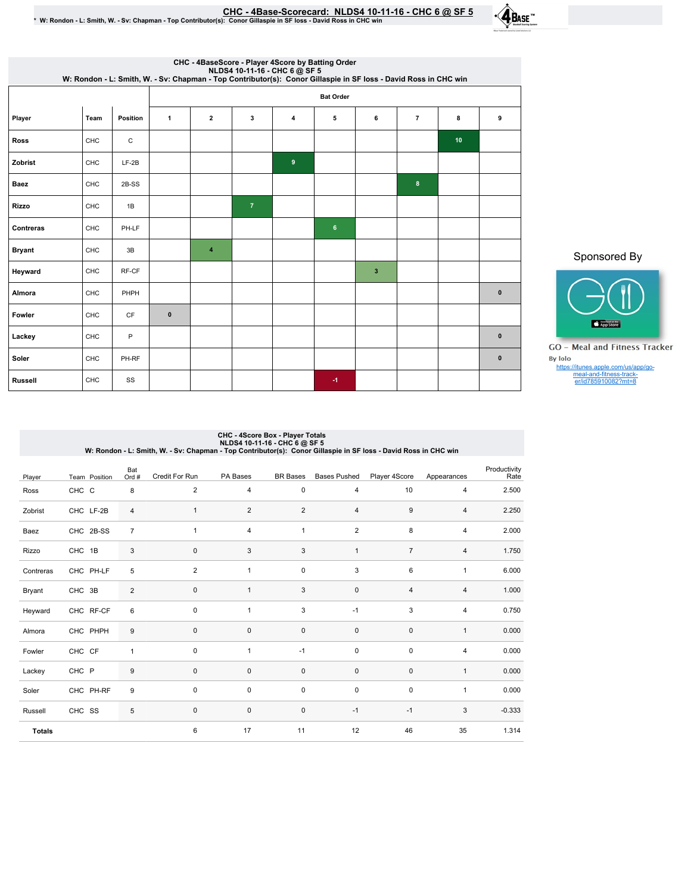# CHC - 4Base-Scorecard: NLDS4 10-11-16 - CHC 6 @ SF 5

* W: Rondon - L: Smith, W. - Sv: Chapman - Top Contributor(s): Conor Gillaspie in SF loss - David Ross in CHC win

## CHC - 4BaseScore - Player 4Score by Batting Order
NLDS4 10-11-16 - CHC 6 @ SF 5
W: Rondon - L: Smith, W. - Sv: Chapman - Top Contributor(s): Conor Gillaspie in SF loss - David Ross in CHC win

| Player | Team | Position | Bat Order 1 | 2 | 3 | 4 | 5 | 6 | 7 | 8 | 9 |
|---|---|---|---|---|---|---|---|---|---|---|---|
| Ross | CHC | C | | | | | | | | 10 | |
| Zobrist | CHC | LF-2B | | | | 9 | | | | | |
| Baez | CHC | 2B-SS | | | | | | | 8 | | |
| Rizzo | CHC | 1B | | | 7 | | | | | | |
| Contreras | CHC | PH-LF | | | | | 6 | | | | |
| Bryant | CHC | 3B | | 4 | | | | | | | |
| Heyward | CHC | RF-CF | | | | | | 3 | | | |
| Almora | CHC | PHPH | | | | | | | | | 0 |
| Fowler | CHC | CF | 0 | | | | | | | | |
| Lackey | CHC | P | | | | | | | | | 0 |
| Soler | CHC | PH-RF | | | | | | | | | 0 |
| Russell | CHC | SS | | | | | -1 | | | | |

Sponsored By

GO - Meal and Fitness Tracker
By Iolo
https://itunes.apple.com/us/app/go-meal-and-fitness-track-er/id785910082?mt=8

## CHC - 4Score Box - Player Totals
NLDS4 10-11-16 - CHC 6 @ SF 5
W: Rondon - L: Smith, W. - Sv: Chapman - Top Contributor(s): Conor Gillaspie in SF loss - David Ross in CHC win

| Player | Team | Position | Bat Ord # | Credit For Run | PA Bases | BR Bases | Bases Pushed | Player 4Score | Appearances | Productivity Rate |
|---|---|---|---|---|---|---|---|---|---|---|
| Ross | CHC | C | 8 | 2 | 4 | 0 | 4 | 10 | 4 | 2.500 |
| Zobrist | CHC | LF-2B | 4 | 1 | 2 | 2 | 4 | 9 | 4 | 2.250 |
| Baez | CHC | 2B-SS | 7 | 1 | 4 | 1 | 2 | 8 | 4 | 2.000 |
| Rizzo | CHC | 1B | 3 | 0 | 3 | 3 | 1 | 7 | 4 | 1.750 |
| Contreras | CHC | PH-LF | 5 | 2 | 1 | 0 | 3 | 6 | 1 | 6.000 |
| Bryant | CHC | 3B | 2 | 0 | 1 | 3 | 0 | 4 | 4 | 1.000 |
| Heyward | CHC | RF-CF | 6 | 0 | 1 | 3 | -1 | 3 | 4 | 0.750 |
| Almora | CHC | PHPH | 9 | 0 | 0 | 0 | 0 | 0 | 1 | 0.000 |
| Fowler | CHC | CF | 1 | 0 | 1 | -1 | 0 | 0 | 4 | 0.000 |
| Lackey | CHC | P | 9 | 0 | 0 | 0 | 0 | 0 | 1 | 0.000 |
| Soler | CHC | PH-RF | 9 | 0 | 0 | 0 | 0 | 0 | 1 | 0.000 |
| Russell | CHC | SS | 5 | 0 | 0 | 0 | -1 | -1 | 3 | -0.333 |
| **Totals** | | | | 6 | 17 | 11 | 12 | 46 | 35 | 1.314 |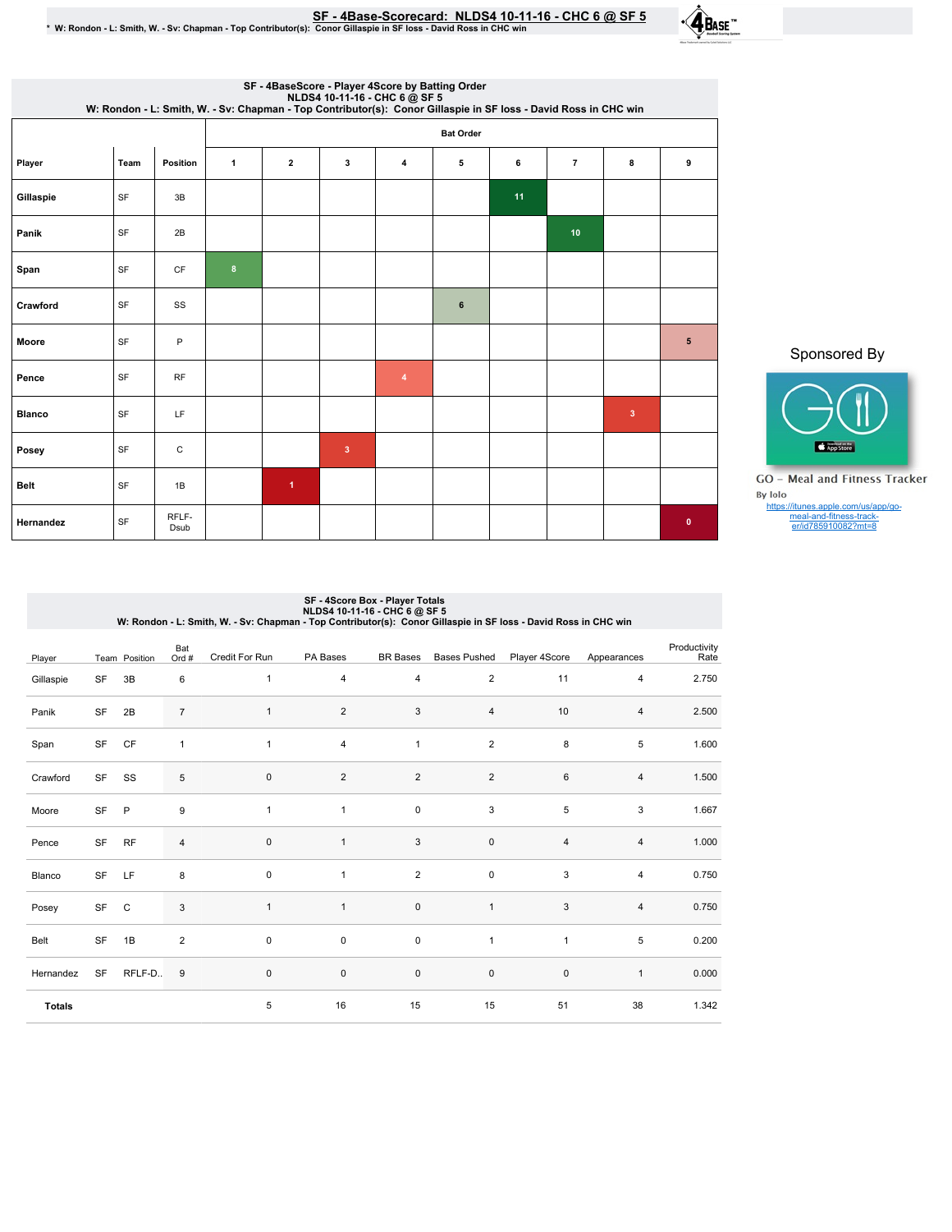# SF - 4Base-Scorecard: NLDS4 10-11-16 - CHC 6 @ SF 5

\* W: Rondon - L: Smith, W. - Sv: Chapman - Top Contributor(s): Conor Gillaspie in SF loss - David Ross in CHC win

## SF - 4BaseScore - Player 4Score by Batting Order
NLDS4 10-11-16 - CHC 6 @ SF 5
W: Rondon - L: Smith, W. - Sv: Chapman - Top Contributor(s): Conor Gillaspie in SF loss - David Ross in CHC win

| Player | Team | Position | Bat Order 1 | 2 | 3 | 4 | 5 | 6 | 7 | 8 | 9 |
|---|---|---|---|---|---|---|---|---|---|---|---|
| Gillaspie | SF | 3B | | | | | | 11 | | | |
| Panik | SF | 2B | | | | | | | 10 | | |
| Span | SF | CF | 8 | | | | | | | | |
| Crawford | SF | SS | | | | | 6 | | | | |
| Moore | SF | P | | | | | | | | | 5 |
| Pence | SF | RF | | | | 4 | | | | | |
| Blanco | SF | LF | | | | | | | | 3 | |
| Posey | SF | C | | | 3 | | | | | | |
| Belt | SF | 1B | | 1 | | | | | | | |
| Hernandez | SF | RFLF-Dsub | | | | | | | | | 0 |

Sponsored By

GO - Meal and Fitness Tracker
By Iolo
https://itunes.apple.com/us/app/go-meal-and-fitness-track-er/id785910082?mt=8

## SF - 4Score Box - Player Totals
NLDS4 10-11-16 - CHC 6 @ SF 5
W: Rondon - L: Smith, W. - Sv: Chapman - Top Contributor(s): Conor Gillaspie in SF loss - David Ross in CHC win

| Player | Team | Position | Bat Ord # | Credit For Run | PA Bases | BR Bases | Bases Pushed | Player 4Score | Appearances | Productivity Rate |
|---|---|---|---|---|---|---|---|---|---|---|
| Gillaspie | SF | 3B | 6 | 1 | 4 | 4 | 2 | 11 | 4 | 2.750 |
| Panik | SF | 2B | 7 | 1 | 2 | 3 | 4 | 10 | 4 | 2.500 |
| Span | SF | CF | 1 | 1 | 4 | 1 | 2 | 8 | 5 | 1.600 |
| Crawford | SF | SS | 5 | 0 | 2 | 2 | 2 | 6 | 4 | 1.500 |
| Moore | SF | P | 9 | 1 | 1 | 0 | 3 | 5 | 3 | 1.667 |
| Pence | SF | RF | 4 | 0 | 1 | 3 | 0 | 4 | 4 | 1.000 |
| Blanco | SF | LF | 8 | 0 | 1 | 2 | 0 | 3 | 4 | 0.750 |
| Posey | SF | C | 3 | 1 | 1 | 0 | 1 | 3 | 4 | 0.750 |
| Belt | SF | 1B | 2 | 0 | 0 | 0 | 1 | 1 | 5 | 0.200 |
| Hernandez | SF | RFLF-D.. | 9 | 0 | 0 | 0 | 0 | 0 | 1 | 0.000 |
| **Totals** | | | | 5 | 16 | 15 | 15 | 51 | 38 | 1.342 |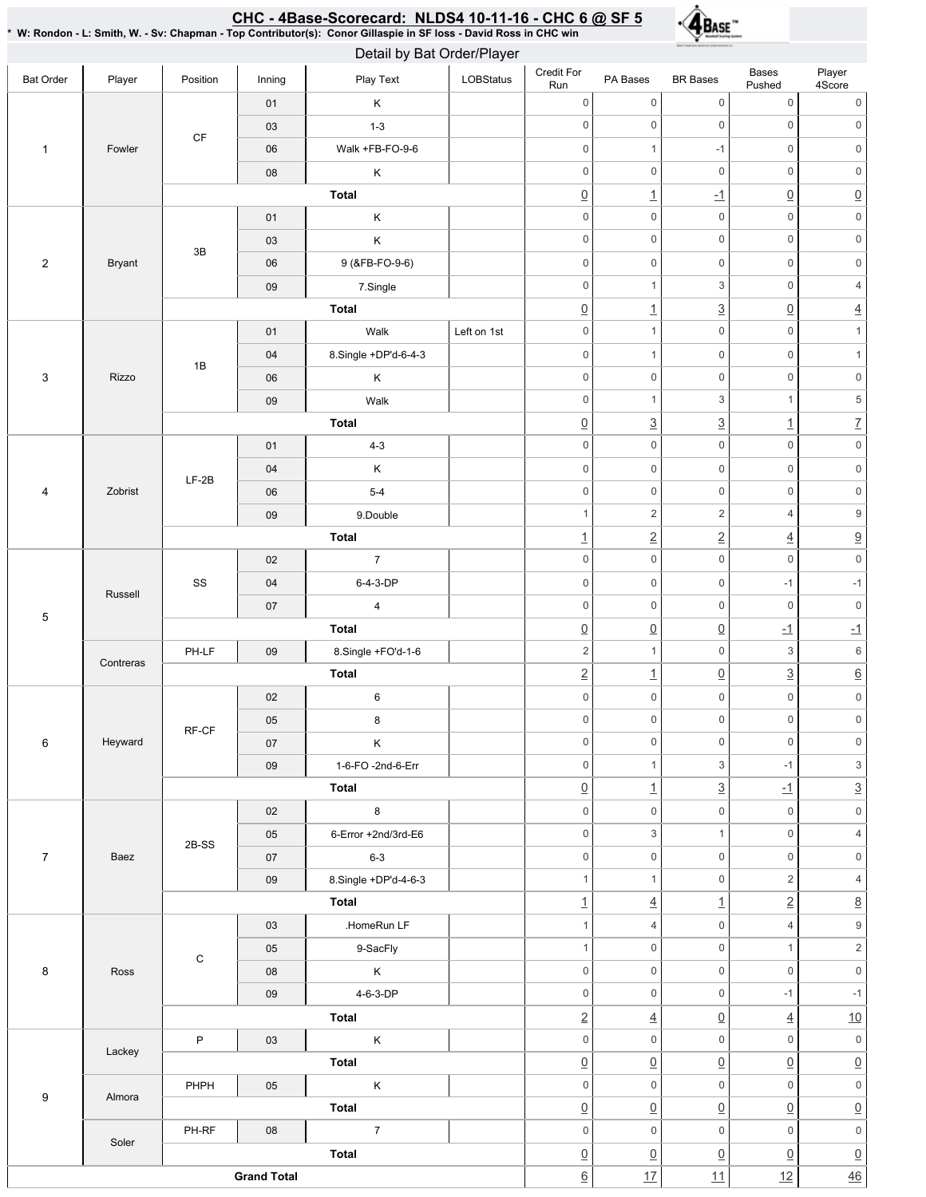## CHC - 4Base-Scorecard: NLDS4 10-11-16 - CHC 6 @ SF 5

* W: Rondon - L: Smith, W. - Sv: Chapman - Top Contributor(s): Conor Gillaspie in SF loss - David Ross in CHC win

### Detail by Bat Order/Player

| Bat Order | Player | Position | Inning | Play Text | LOBStatus | Credit For Run | PA Bases | BR Bases | Bases Pushed | Player 4Score |
|---|---|---|---|---|---|---|---|---|---|---|
| 1 | Fowler | CF | 01 | K | | 0 | 0 | 0 | 0 | 0 |
| | | | 03 | 1-3 | | 0 | 0 | 0 | 0 | 0 |
| | | | 06 | Walk +FB-FO-9-6 | | 0 | 1 | -1 | 0 | 0 |
| | | | 08 | K | | 0 | 0 | 0 | 0 | 0 |
| | | Total | | | | 0 | 1 | -1 | 0 | 0 |
| 2 | Bryant | 3B | 01 | K | | 0 | 0 | 0 | 0 | 0 |
| | | | 03 | K | | 0 | 0 | 0 | 0 | 0 |
| | | | 06 | 9 (&FB-FO-9-6) | | 0 | 0 | 0 | 0 | 0 |
| | | | 09 | 7.Single | | 0 | 1 | 3 | 0 | 4 |
| | | Total | | | | 0 | 1 | 3 | 0 | 4 |
| 3 | Rizzo | 1B | 01 | Walk | Left on 1st | 0 | 1 | 0 | 0 | 1 |
| | | | 04 | 8.Single +DP'd-6-4-3 | | 0 | 1 | 0 | 0 | 1 |
| | | | 06 | K | | 0 | 0 | 0 | 0 | 0 |
| | | | 09 | Walk | | 0 | 1 | 3 | 1 | 5 |
| | | Total | | | | 0 | 3 | 3 | 1 | 7 |
| 4 | Zobrist | LF-2B | 01 | 4-3 | | 0 | 0 | 0 | 0 | 0 |
| | | | 04 | K | | 0 | 0 | 0 | 0 | 0 |
| | | | 06 | 5-4 | | 0 | 0 | 0 | 0 | 0 |
| | | | 09 | 9.Double | | 1 | 2 | 2 | 4 | 9 |
| | | Total | | | | 1 | 2 | 2 | 4 | 9 |
| 5 | Russell | SS | 02 | 7 | | 0 | 0 | 0 | 0 | 0 |
| | | | 04 | 6-4-3-DP | | 0 | 0 | 0 | -1 | -1 |
| | | | 07 | 4 | | 0 | 0 | 0 | 0 | 0 |
| | | Total | | | | 0 | 0 | 0 | -1 | -1 |
| | Contreras | PH-LF | 09 | 8.Single +FO'd-1-6 | | 2 | 1 | 0 | 3 | 6 |
| | | Total | | | | 2 | 1 | 0 | 3 | 6 |
| 6 | Heyward | RF-CF | 02 | 6 | | 0 | 0 | 0 | 0 | 0 |
| | | | 05 | 8 | | 0 | 0 | 0 | 0 | 0 |
| | | | 07 | K | | 0 | 0 | 0 | 0 | 0 |
| | | | 09 | 1-6-FO -2nd-6-Err | | 0 | 1 | 3 | -1 | 3 |
| | | Total | | | | 0 | 1 | 3 | -1 | 3 |
| 7 | Baez | 2B-SS | 02 | 8 | | 0 | 0 | 0 | 0 | 0 |
| | | | 05 | 6-Error +2nd/3rd-E6 | | 0 | 3 | 1 | 0 | 4 |
| | | | 07 | 6-3 | | 0 | 0 | 0 | 0 | 0 |
| | | | 09 | 8.Single +DP'd-4-6-3 | | 1 | 1 | 0 | 2 | 4 |
| | | Total | | | | 1 | 4 | 1 | 2 | 8 |
| 8 | Ross | C | 03 | .HomeRun LF | | 1 | 4 | 0 | 4 | 9 |
| | | | 05 | 9-SacFly | | 1 | 0 | 0 | 1 | 2 |
| | | | 08 | K | | 0 | 0 | 0 | 0 | 0 |
| | | | 09 | 4-6-3-DP | | 0 | 0 | 0 | -1 | -1 |
| | | Total | | | | 2 | 4 | 0 | 4 | 10 |
| 9 | Lackey | P | 03 | K | | 0 | 0 | 0 | 0 | 0 |
| | | Total | | | | 0 | 0 | 0 | 0 | 0 |
| | Almora | PHPH | 05 | K | | 0 | 0 | 0 | 0 | 0 |
| | | Total | | | | 0 | 0 | 0 | 0 | 0 |
| | Soler | PH-RF | 08 | 7 | | 0 | 0 | 0 | 0 | 0 |
| | | Total | | | | 0 | 0 | 0 | 0 | 0 |
| Grand Total | | | | | | 6 | 17 | 11 | 12 | 46 |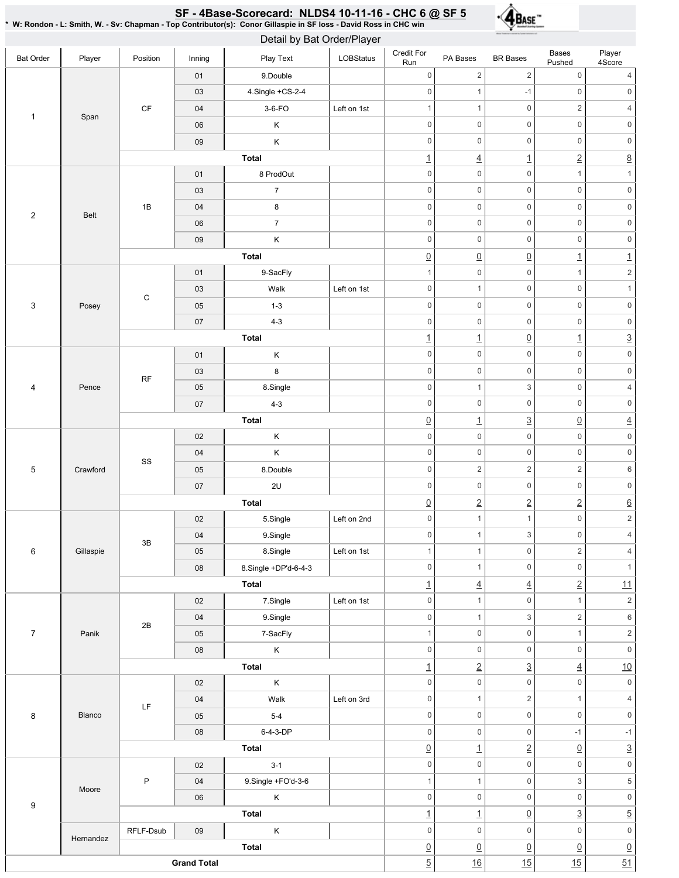# SF - 4Base-Scorecard: NLDS4 10-11-16 - CHC 6 @ SF 5

* W: Rondon - L: Smith, W. - Sv: Chapman - Top Contributor(s): Conor Gillaspie in SF loss - David Ross in CHC win

## Detail by Bat Order/Player

| Bat Order | Player | Position | Inning | Play Text | LOBStatus | Credit For Run | PA Bases | BR Bases | Bases Pushed | Player 4Score |
|---|---|---|---|---|---|---|---|---|---|---|
| 1 | Span | CF | 01 | 9.Double | | 0 | 2 | 2 | 0 | 4 |
| | | | 03 | 4.Single +CS-2-4 | | 0 | 1 | -1 | 0 | 0 |
| | | | 04 | 3-6-FO | Left on 1st | 1 | 1 | 0 | 2 | 4 |
| | | | 06 | K | | 0 | 0 | 0 | 0 | 0 |
| | | | 09 | K | | 0 | 0 | 0 | 0 | 0 |
| | | | **Total** | | | 1 | 4 | 1 | 2 | 8 |
| 2 | Belt | 1B | 01 | 8 ProdOut | | 0 | 0 | 0 | 1 | 1 |
| | | | 03 | 7 | | 0 | 0 | 0 | 0 | 0 |
| | | | 04 | 8 | | 0 | 0 | 0 | 0 | 0 |
| | | | 06 | 7 | | 0 | 0 | 0 | 0 | 0 |
| | | | 09 | K | | 0 | 0 | 0 | 0 | 0 |
| | | | **Total** | | | 0 | 0 | 0 | 1 | 1 |
| 3 | Posey | C | 01 | 9-SacFly | | 1 | 0 | 0 | 1 | 2 |
| | | | 03 | Walk | Left on 1st | 0 | 1 | 0 | 0 | 1 |
| | | | 05 | 1-3 | | 0 | 0 | 0 | 0 | 0 |
| | | | 07 | 4-3 | | 0 | 0 | 0 | 0 | 0 |
| | | | **Total** | | | 1 | 1 | 0 | 1 | 3 |
| 4 | Pence | RF | 01 | K | | 0 | 0 | 0 | 0 | 0 |
| | | | 03 | 8 | | 0 | 0 | 0 | 0 | 0 |
| | | | 05 | 8.Single | | 0 | 1 | 3 | 0 | 4 |
| | | | 07 | 4-3 | | 0 | 0 | 0 | 0 | 0 |
| | | | **Total** | | | 0 | 1 | 3 | 0 | 4 |
| 5 | Crawford | SS | 02 | K | | 0 | 0 | 0 | 0 | 0 |
| | | | 04 | K | | 0 | 0 | 0 | 0 | 0 |
| | | | 05 | 8.Double | | 0 | 2 | 2 | 2 | 6 |
| | | | 07 | 2U | | 0 | 0 | 0 | 0 | 0 |
| | | | **Total** | | | 0 | 2 | 2 | 2 | 6 |
| 6 | Gillaspie | 3B | 02 | 5.Single | Left on 2nd | 0 | 1 | 1 | 0 | 2 |
| | | | 04 | 9.Single | | 0 | 1 | 3 | 0 | 4 |
| | | | 05 | 8.Single | Left on 1st | 1 | 1 | 0 | 2 | 4 |
| | | | 08 | 8.Single +DP'd-6-4-3 | | 0 | 1 | 0 | 0 | 1 |
| | | | **Total** | | | 1 | 4 | 4 | 2 | 11 |
| 7 | Panik | 2B | 02 | 7.Single | Left on 1st | 0 | 1 | 0 | 1 | 2 |
| | | | 04 | 9.Single | | 0 | 1 | 3 | 2 | 6 |
| | | | 05 | 7-SacFly | | 1 | 0 | 0 | 1 | 2 |
| | | | 08 | K | | 0 | 0 | 0 | 0 | 0 |
| | | | **Total** | | | 1 | 2 | 3 | 4 | 10 |
| 8 | Blanco | LF | 02 | K | | 0 | 0 | 0 | 0 | 0 |
| | | | 04 | Walk | Left on 3rd | 0 | 1 | 2 | 1 | 4 |
| | | | 05 | 5-4 | | 0 | 0 | 0 | 0 | 0 |
| | | | 08 | 6-4-3-DP | | 0 | 0 | 0 | -1 | -1 |
| | | | **Total** | | | 0 | 1 | 2 | 0 | 3 |
| 9 | Moore | P | 02 | 3-1 | | 0 | 0 | 0 | 0 | 0 |
| | | | 04 | 9.Single +FO'd-3-6 | | 1 | 1 | 0 | 3 | 5 |
| | | | 06 | K | | 0 | 0 | 0 | 0 | 0 |
| | | | **Total** | | | 1 | 1 | 0 | 3 | 5 |
| | Hernandez | RFLF-Dsub | 09 | K | | 0 | 0 | 0 | 0 | 0 |
| | | | **Total** | | | 0 | 0 | 0 | 0 | 0 |
| **Grand Total** | | | | | | 5 | 16 | 15 | 15 | 51 |